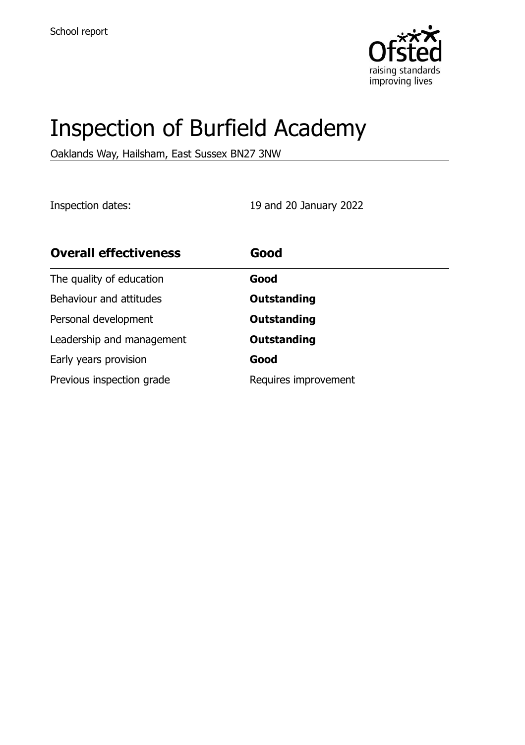School report

# Inspection of Burfield Academy

Oaklands Way, Hailsham, East Sussex BN27 3NW

Inspection dates: 19 and 20 January 2022

| Overall effectiveness | Good |
|---|---|
| The quality of education | **Good** |
| Behaviour and attitudes | **Outstanding** |
| Personal development | **Outstanding** |
| Leadership and management | **Outstanding** |
| Early years provision | **Good** |
| Previous inspection grade | Requires improvement |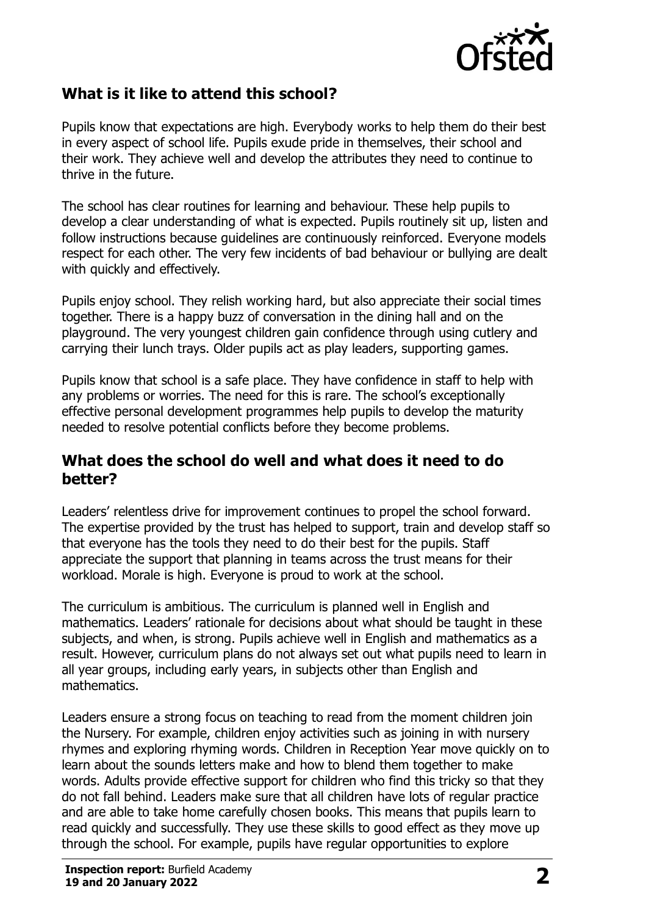## What is it like to attend this school?

Pupils know that expectations are high. Everybody works to help them do their best in every aspect of school life. Pupils exude pride in themselves, their school and their work. They achieve well and develop the attributes they need to continue to thrive in the future.

The school has clear routines for learning and behaviour. These help pupils to develop a clear understanding of what is expected. Pupils routinely sit up, listen and follow instructions because guidelines are continuously reinforced. Everyone models respect for each other. The very few incidents of bad behaviour or bullying are dealt with quickly and effectively.

Pupils enjoy school. They relish working hard, but also appreciate their social times together. There is a happy buzz of conversation in the dining hall and on the playground. The very youngest children gain confidence through using cutlery and carrying their lunch trays. Older pupils act as play leaders, supporting games.

Pupils know that school is a safe place. They have confidence in staff to help with any problems or worries. The need for this is rare. The school's exceptionally effective personal development programmes help pupils to develop the maturity needed to resolve potential conflicts before they become problems.

## What does the school do well and what does it need to do better?

Leaders' relentless drive for improvement continues to propel the school forward. The expertise provided by the trust has helped to support, train and develop staff so that everyone has the tools they need to do their best for the pupils. Staff appreciate the support that planning in teams across the trust means for their workload. Morale is high. Everyone is proud to work at the school.

The curriculum is ambitious. The curriculum is planned well in English and mathematics. Leaders' rationale for decisions about what should be taught in these subjects, and when, is strong. Pupils achieve well in English and mathematics as a result. However, curriculum plans do not always set out what pupils need to learn in all year groups, including early years, in subjects other than English and mathematics.

Leaders ensure a strong focus on teaching to read from the moment children join the Nursery. For example, children enjoy activities such as joining in with nursery rhymes and exploring rhyming words. Children in Reception Year move quickly on to learn about the sounds letters make and how to blend them together to make words. Adults provide effective support for children who find this tricky so that they do not fall behind. Leaders make sure that all children have lots of regular practice and are able to take home carefully chosen books. This means that pupils learn to read quickly and successfully. They use these skills to good effect as they move up through the school. For example, pupils have regular opportunities to explore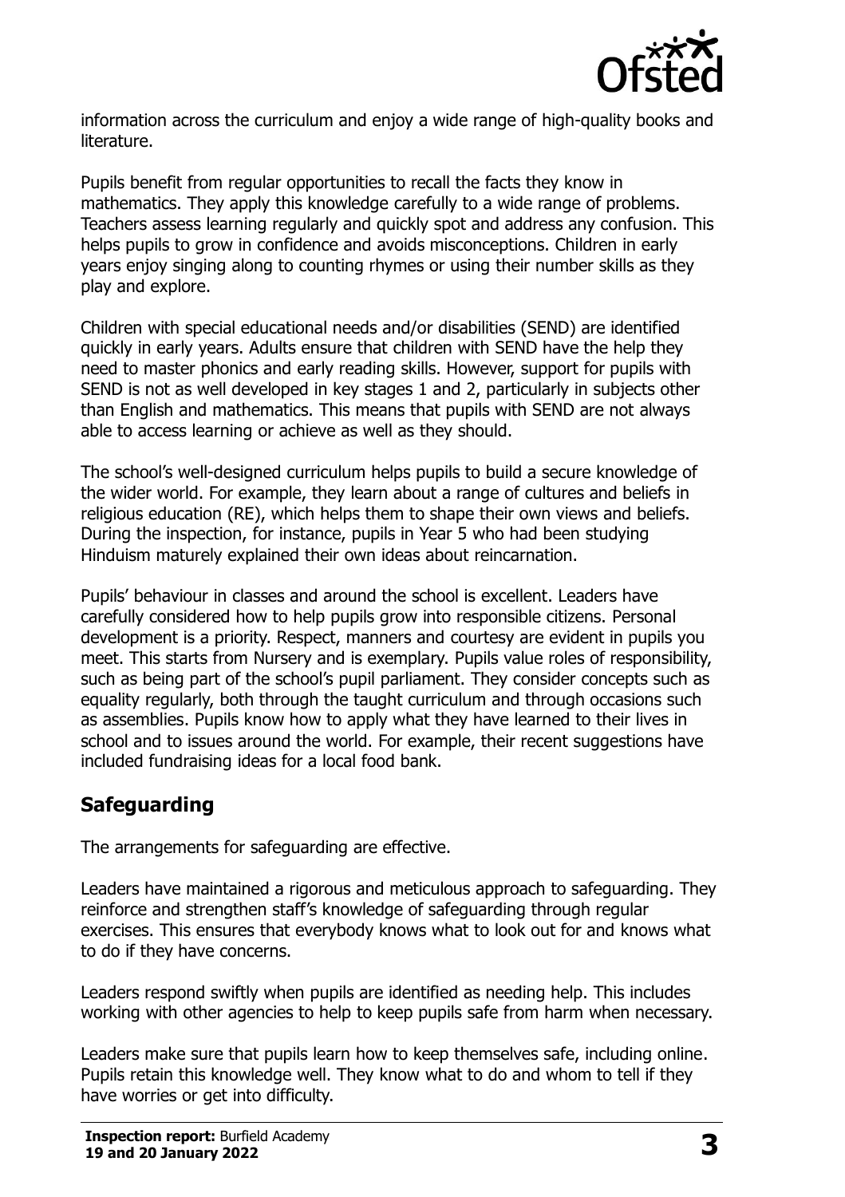information across the curriculum and enjoy a wide range of high-quality books and literature.

Pupils benefit from regular opportunities to recall the facts they know in mathematics. They apply this knowledge carefully to a wide range of problems. Teachers assess learning regularly and quickly spot and address any confusion. This helps pupils to grow in confidence and avoids misconceptions. Children in early years enjoy singing along to counting rhymes or using their number skills as they play and explore.

Children with special educational needs and/or disabilities (SEND) are identified quickly in early years. Adults ensure that children with SEND have the help they need to master phonics and early reading skills. However, support for pupils with SEND is not as well developed in key stages 1 and 2, particularly in subjects other than English and mathematics. This means that pupils with SEND are not always able to access learning or achieve as well as they should.

The school's well-designed curriculum helps pupils to build a secure knowledge of the wider world. For example, they learn about a range of cultures and beliefs in religious education (RE), which helps them to shape their own views and beliefs. During the inspection, for instance, pupils in Year 5 who had been studying Hinduism maturely explained their own ideas about reincarnation.

Pupils' behaviour in classes and around the school is excellent. Leaders have carefully considered how to help pupils grow into responsible citizens. Personal development is a priority. Respect, manners and courtesy are evident in pupils you meet. This starts from Nursery and is exemplary. Pupils value roles of responsibility, such as being part of the school's pupil parliament. They consider concepts such as equality regularly, both through the taught curriculum and through occasions such as assemblies. Pupils know how to apply what they have learned to their lives in school and to issues around the world. For example, their recent suggestions have included fundraising ideas for a local food bank.

## Safeguarding

The arrangements for safeguarding are effective.

Leaders have maintained a rigorous and meticulous approach to safeguarding. They reinforce and strengthen staff's knowledge of safeguarding through regular exercises. This ensures that everybody knows what to look out for and knows what to do if they have concerns.

Leaders respond swiftly when pupils are identified as needing help. This includes working with other agencies to help to keep pupils safe from harm when necessary.

Leaders make sure that pupils learn how to keep themselves safe, including online. Pupils retain this knowledge well. They know what to do and whom to tell if they have worries or get into difficulty.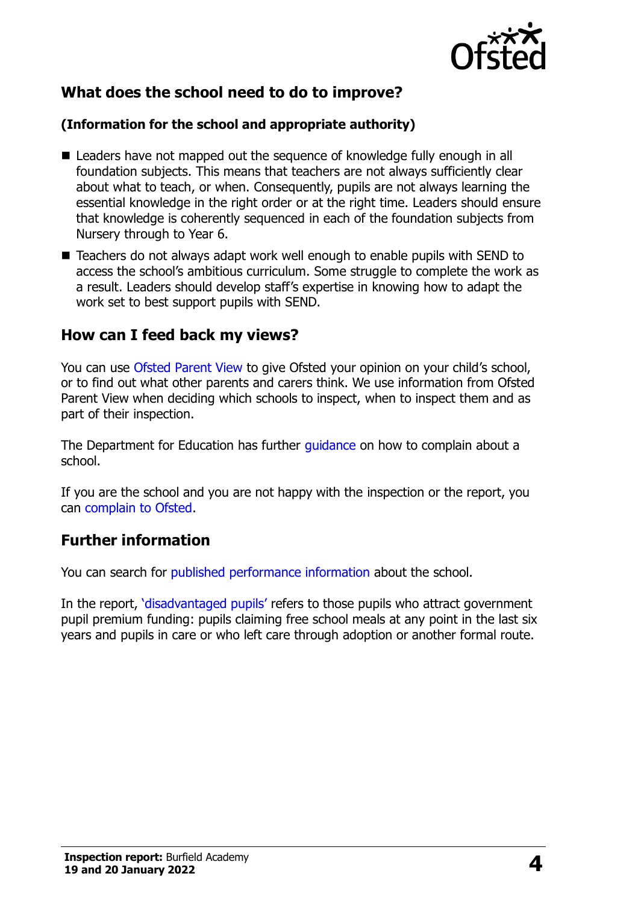## What does the school need to do to improve?

**(Information for the school and appropriate authority)**

- Leaders have not mapped out the sequence of knowledge fully enough in all foundation subjects. This means that teachers are not always sufficiently clear about what to teach, or when. Consequently, pupils are not always learning the essential knowledge in the right order or at the right time. Leaders should ensure that knowledge is coherently sequenced in each of the foundation subjects from Nursery through to Year 6.
- Teachers do not always adapt work well enough to enable pupils with SEND to access the school's ambitious curriculum. Some struggle to complete the work as a result. Leaders should develop staff's expertise in knowing how to adapt the work set to best support pupils with SEND.

## How can I feed back my views?

You can use Ofsted Parent View to give Ofsted your opinion on your child's school, or to find out what other parents and carers think. We use information from Ofsted Parent View when deciding which schools to inspect, when to inspect them and as part of their inspection.

The Department for Education has further guidance on how to complain about a school.

If you are the school and you are not happy with the inspection or the report, you can complain to Ofsted.

## Further information

You can search for published performance information about the school.

In the report, 'disadvantaged pupils' refers to those pupils who attract government pupil premium funding: pupils claiming free school meals at any point in the last six years and pupils in care or who left care through adoption or another formal route.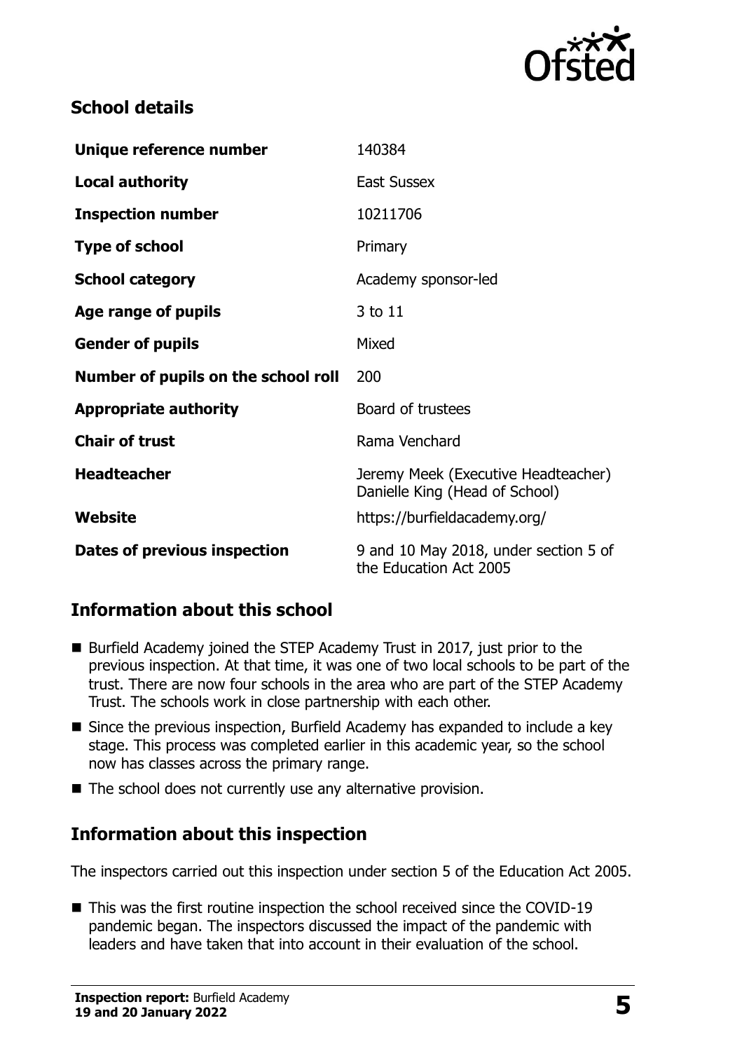## School details

| | |
|---|---|
| **Unique reference number** | 140384 |
| **Local authority** | East Sussex |
| **Inspection number** | 10211706 |
| **Type of school** | Primary |
| **School category** | Academy sponsor-led |
| **Age range of pupils** | 3 to 11 |
| **Gender of pupils** | Mixed |
| **Number of pupils on the school roll** | 200 |
| **Appropriate authority** | Board of trustees |
| **Chair of trust** | Rama Venchard |
| **Headteacher** | Jeremy Meek (Executive Headteacher) Danielle King (Head of School) |
| **Website** | https://burfieldacademy.org/ |
| **Dates of previous inspection** | 9 and 10 May 2018, under section 5 of the Education Act 2005 |

## Information about this school

- Burfield Academy joined the STEP Academy Trust in 2017, just prior to the previous inspection. At that time, it was one of two local schools to be part of the trust. There are now four schools in the area who are part of the STEP Academy Trust. The schools work in close partnership with each other.
- Since the previous inspection, Burfield Academy has expanded to include a key stage. This process was completed earlier in this academic year, so the school now has classes across the primary range.
- The school does not currently use any alternative provision.

## Information about this inspection

The inspectors carried out this inspection under section 5 of the Education Act 2005.

- This was the first routine inspection the school received since the COVID-19 pandemic began. The inspectors discussed the impact of the pandemic with leaders and have taken that into account in their evaluation of the school.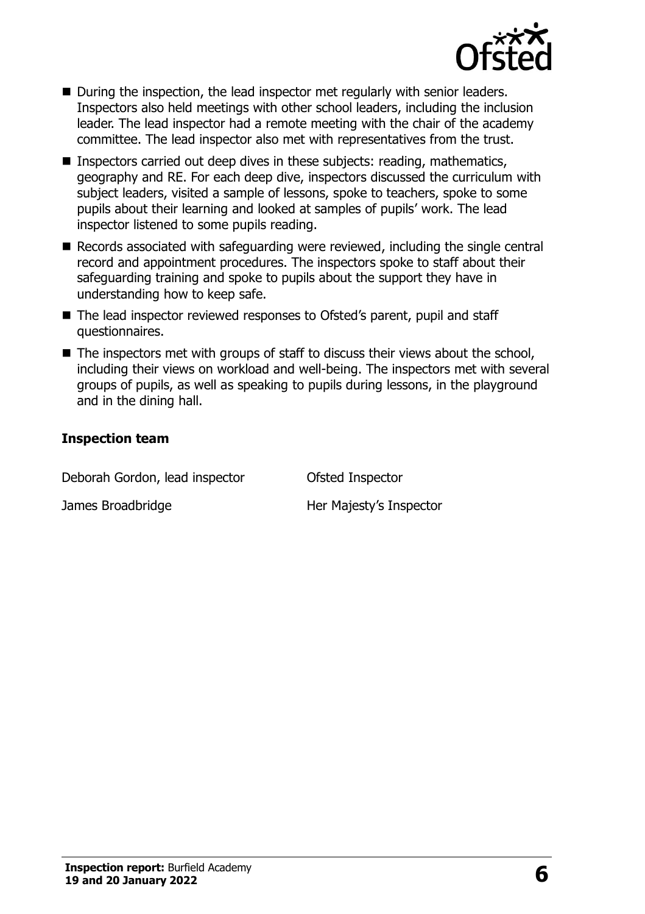- During the inspection, the lead inspector met regularly with senior leaders. Inspectors also held meetings with other school leaders, including the inclusion leader. The lead inspector had a remote meeting with the chair of the academy committee. The lead inspector also met with representatives from the trust.
- Inspectors carried out deep dives in these subjects: reading, mathematics, geography and RE. For each deep dive, inspectors discussed the curriculum with subject leaders, visited a sample of lessons, spoke to teachers, spoke to some pupils about their learning and looked at samples of pupils' work. The lead inspector listened to some pupils reading.
- Records associated with safeguarding were reviewed, including the single central record and appointment procedures. The inspectors spoke to staff about their safeguarding training and spoke to pupils about the support they have in understanding how to keep safe.
- The lead inspector reviewed responses to Ofsted's parent, pupil and staff questionnaires.
- The inspectors met with groups of staff to discuss their views about the school, including their views on workload and well-being. The inspectors met with several groups of pupils, as well as speaking to pupils during lessons, in the playground and in the dining hall.

### Inspection team

| | |
|---|---|
| Deborah Gordon, lead inspector | Ofsted Inspector |
| James Broadbridge | Her Majesty's Inspector |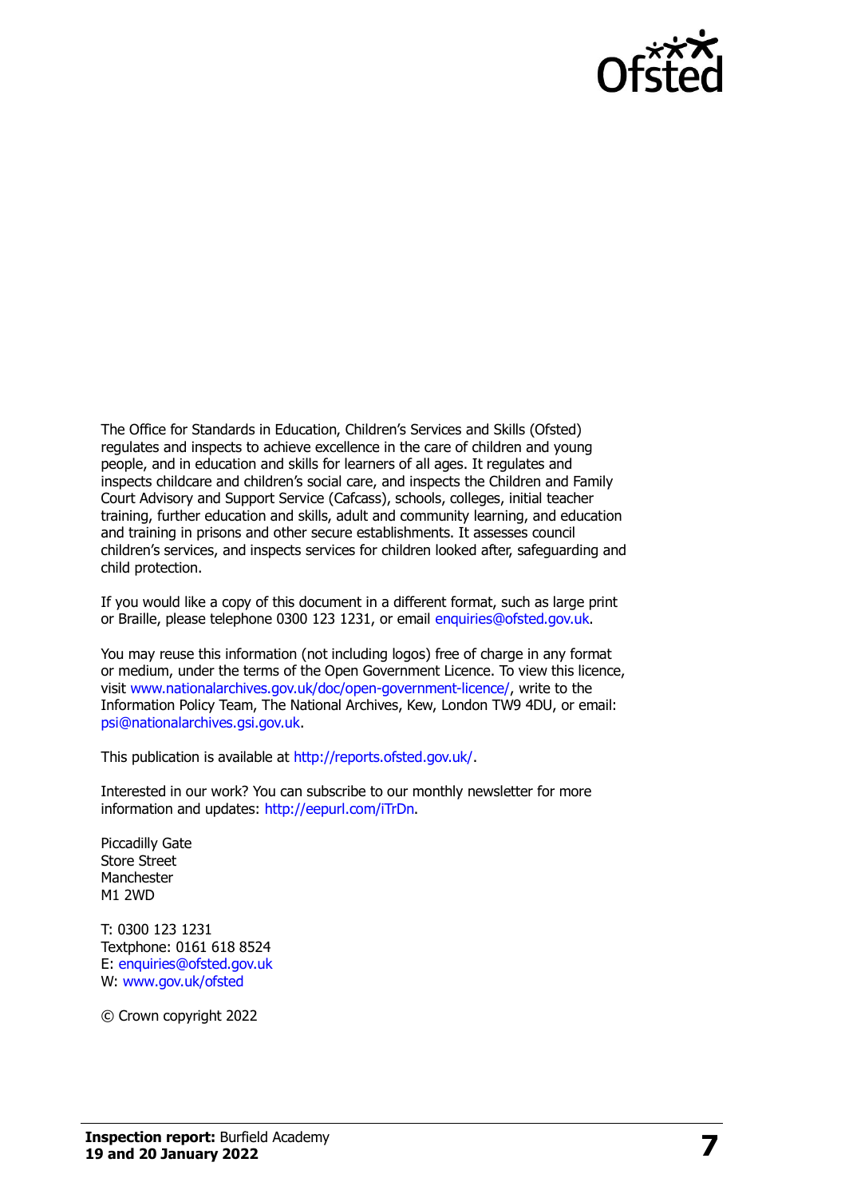The Office for Standards in Education, Children's Services and Skills (Ofsted) regulates and inspects to achieve excellence in the care of children and young people, and in education and skills for learners of all ages. It regulates and inspects childcare and children's social care, and inspects the Children and Family Court Advisory and Support Service (Cafcass), schools, colleges, initial teacher training, further education and skills, adult and community learning, and education and training in prisons and other secure establishments. It assesses council children's services, and inspects services for children looked after, safeguarding and child protection.

If you would like a copy of this document in a different format, such as large print or Braille, please telephone 0300 123 1231, or email enquiries@ofsted.gov.uk.

You may reuse this information (not including logos) free of charge in any format or medium, under the terms of the Open Government Licence. To view this licence, visit www.nationalarchives.gov.uk/doc/open-government-licence/, write to the Information Policy Team, The National Archives, Kew, London TW9 4DU, or email: psi@nationalarchives.gsi.gov.uk.

This publication is available at http://reports.ofsted.gov.uk/.

Interested in our work? You can subscribe to our monthly newsletter for more information and updates: http://eepurl.com/iTrDn.

Piccadilly Gate
Store Street
Manchester
M1 2WD

T: 0300 123 1231
Textphone: 0161 618 8524
E: enquiries@ofsted.gov.uk
W: www.gov.uk/ofsted

© Crown copyright 2022